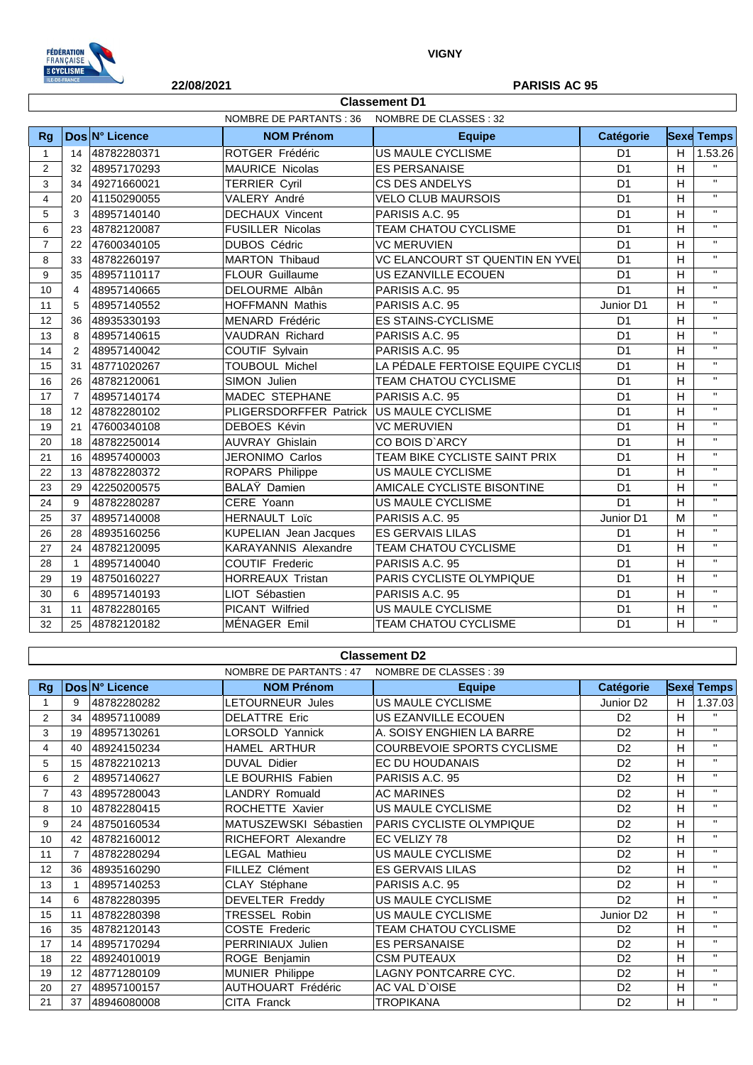VIGNY

22/08/2021

PARISIS AC 95

## Classement D1

NOMBRE DE PARTANTS : 36    NOMBRE DE CLASSES : 32

| Rg | Dos | N° Licence | NOM Prénom | Equipe | Catégorie | Sexe | Temps |
|---|---|---|---|---|---|---|---|
| 1 | 14 | 48782280371 | ROTGER Frédéric | US MAULE CYCLISME | D1 | H | 1.53.26 |
| 2 | 32 | 48957170293 | MAURICE Nicolas | ES PERSANAISE | D1 | H | " |
| 3 | 34 | 49271660021 | TERRIER Cyril | CS DES ANDELYS | D1 | H | " |
| 4 | 20 | 41150290055 | VALERY André | VELO CLUB MAURSOIS | D1 | H | " |
| 5 | 3 | 48957140140 | DECHAUX Vincent | PARISIS A.C. 95 | D1 | H | " |
| 6 | 23 | 48782120087 | FUSILLER Nicolas | TEAM CHATOU CYCLISME | D1 | H | " |
| 7 | 22 | 47600340105 | DUBOS Cédric | VC MERUVIEN | D1 | H | " |
| 8 | 33 | 48782260197 | MARTON Thibaud | VC ELANCOURT ST QUENTIN EN YVEL | D1 | H | " |
| 9 | 35 | 48957110117 | FLOUR Guillaume | US EZANVILLE ECOUEN | D1 | H | " |
| 10 | 4 | 48957140665 | DELOURME Albân | PARISIS A.C. 95 | D1 | H | " |
| 11 | 5 | 48957140552 | HOFFMANN Mathis | PARISIS A.C. 95 | Junior D1 | H | " |
| 12 | 36 | 48935330193 | MENARD Frédéric | ES STAINS-CYCLISME | D1 | H | " |
| 13 | 8 | 48957140615 | VAUDRAN Richard | PARISIS A.C. 95 | D1 | H | " |
| 14 | 2 | 48957140042 | COUTIF Sylvain | PARISIS A.C. 95 | D1 | H | " |
| 15 | 31 | 48771020267 | TOUBOUL Michel | LA PÉDALE FERTOISE EQUIPE CYCLIS | D1 | H | " |
| 16 | 26 | 48782120061 | SIMON Julien | TEAM CHATOU CYCLISME | D1 | H | " |
| 17 | 7 | 48957140174 | MADEC STEPHANE | PARISIS A.C. 95 | D1 | H | " |
| 18 | 12 | 48782280102 | PLIGERSDORFFER Patrick | US MAULE CYCLISME | D1 | H | " |
| 19 | 21 | 47600340108 | DEBOES Kévin | VC MERUVIEN | D1 | H | " |
| 20 | 18 | 48782250014 | AUVRAY Ghislain | CO BOIS D`ARCY | D1 | H | " |
| 21 | 16 | 48957400003 | JERONIMO Carlos | TEAM BIKE CYCLISTE SAINT PRIX | D1 | H | " |
| 22 | 13 | 48782280372 | ROPARS Philippe | US MAULE CYCLISME | D1 | H | " |
| 23 | 29 | 42250200575 | BALAŸ Damien | AMICALE CYCLISTE BISONTINE | D1 | H | " |
| 24 | 9 | 48782280287 | CERE Yoann | US MAULE CYCLISME | D1 | H | " |
| 25 | 37 | 48957140008 | HERNAULT Loïc | PARISIS A.C. 95 | Junior D1 | M | " |
| 26 | 28 | 48935160256 | KUPELIAN Jean Jacques | ES GERVAIS LILAS | D1 | H | " |
| 27 | 24 | 48782120095 | KARAYANNIS Alexandre | TEAM CHATOU CYCLISME | D1 | H | " |
| 28 | 1 | 48957140040 | COUTIF Frederic | PARISIS A.C. 95 | D1 | H | " |
| 29 | 19 | 48750160227 | HORREAUX Tristan | PARIS CYCLISTE OLYMPIQUE | D1 | H | " |
| 30 | 6 | 48957140193 | LIOT Sébastien | PARISIS A.C. 95 | D1 | H | " |
| 31 | 11 | 48782280165 | PICANT Wilfried | US MAULE CYCLISME | D1 | H | " |
| 32 | 25 | 48782120182 | MÉNAGER Emil | TEAM CHATOU CYCLISME | D1 | H | " |

## Classement D2

NOMBRE DE PARTANTS : 47    NOMBRE DE CLASSES : 39

| Rg | Dos | N° Licence | NOM Prénom | Equipe | Catégorie | Sexe | Temps |
|---|---|---|---|---|---|---|---|
| 1 | 9 | 48782280282 | LETOURNEUR Jules | US MAULE CYCLISME | Junior D2 | H | 1.37.03 |
| 2 | 34 | 48957110089 | DELATTRE Eric | US EZANVILLE ECOUEN | D2 | H | " |
| 3 | 19 | 48957130261 | LORSOLD Yannick | A. SOISY ENGHIEN LA BARRE | D2 | H | " |
| 4 | 40 | 48924150234 | HAMEL ARTHUR | COURBEVOIE SPORTS CYCLISME | D2 | H | " |
| 5 | 15 | 48782210213 | DUVAL Didier | EC DU HOUDANAIS | D2 | H | " |
| 6 | 2 | 48957140627 | LE BOURHIS Fabien | PARISIS A.C. 95 | D2 | H | " |
| 7 | 43 | 48957280043 | LANDRY Romuald | AC MARINES | D2 | H | " |
| 8 | 10 | 48782280415 | ROCHETTE Xavier | US MAULE CYCLISME | D2 | H | " |
| 9 | 24 | 48750160534 | MATUSZEWSKI Sébastien | PARIS CYCLISTE OLYMPIQUE | D2 | H | " |
| 10 | 42 | 48782160012 | RICHEFORT Alexandre | EC VELIZY 78 | D2 | H | " |
| 11 | 7 | 48782280294 | LEGAL Mathieu | US MAULE CYCLISME | D2 | H | " |
| 12 | 36 | 48935160290 | FILLEZ Clément | ES GERVAIS LILAS | D2 | H | " |
| 13 | 1 | 48957140253 | CLAY Stéphane | PARISIS A.C. 95 | D2 | H | " |
| 14 | 6 | 48782280395 | DEVELTER Freddy | US MAULE CYCLISME | D2 | H | " |
| 15 | 11 | 48782280398 | TRESSEL Robin | US MAULE CYCLISME | Junior D2 | H | " |
| 16 | 35 | 48782120143 | COSTE Frederic | TEAM CHATOU CYCLISME | D2 | H | " |
| 17 | 14 | 48957170294 | PERRINIAUX Julien | ES PERSANAISE | D2 | H | " |
| 18 | 22 | 48924010019 | ROGE Benjamin | CSM PUTEAUX | D2 | H | " |
| 19 | 12 | 48771280109 | MUNIER Philippe | LAGNY PONTCARRE CYC. | D2 | H | " |
| 20 | 27 | 48957100157 | AUTHOUART Frédéric | AC VAL D`OISE | D2 | H | " |
| 21 | 37 | 48946080008 | CITA Franck | TROPIKANA | D2 | H | " |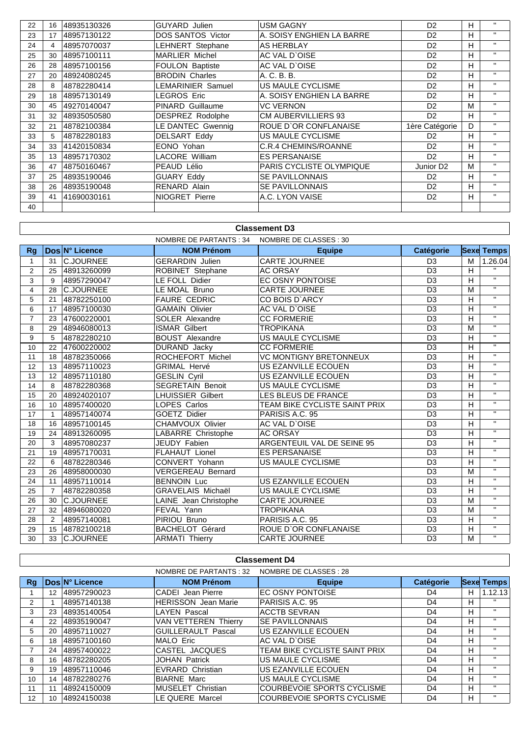| 22 | 16 | 48935130326 | GUYARD Julien | USM GAGNY | D2 | H | " |
|---|---|---|---|---|---|---|---|
| 23 | 17 | 48957130122 | DOS SANTOS Victor | A. SOISY ENGHIEN LA BARRE | D2 | H | " |
| 24 | 4 | 48957070037 | LEHNERT Stephane | AS HERBLAY | D2 | H | " |
| 25 | 30 | 48957100111 | MARLIER Michel | AC VAL D`OISE | D2 | H | " |
| 26 | 28 | 48957100156 | FOULON Baptiste | AC VAL D`OISE | D2 | H | " |
| 27 | 20 | 48924080245 | BRODIN Charles | A. C. B. B. | D2 | H | " |
| 28 | 8 | 48782280414 | LEMARINIER Samuel | US MAULE CYCLISME | D2 | H | " |
| 29 | 18 | 48957130149 | LEGROS Eric | A. SOISY ENGHIEN LA BARRE | D2 | H | " |
| 30 | 45 | 49270140047 | PINARD Guillaume | VC VERNON | D2 | M | " |
| 31 | 32 | 48935050580 | DESPREZ Rodolphe | CM AUBERVILLIERS 93 | D2 | H | " |
| 32 | 21 | 48782100384 | LE DANTEC Gwennig | ROUE D`OR CONFLANAISE | 1ère Catégorie | D | " |
| 33 | 5 | 48782280183 | DELSART Eddy | US MAULE CYCLISME | D2 | H | " |
| 34 | 33 | 41420150834 | EONO Yohan | C.R.4 CHEMINS/ROANNE | D2 | H | " |
| 35 | 13 | 48957170302 | LACORE William | ES PERSANAISE | D2 | H | " |
| 36 | 47 | 48750160467 | PEAUD Lélio | PARIS CYCLISTE OLYMPIQUE | Junior D2 | M | " |
| 37 | 25 | 48935190046 | GUARY Eddy | SE PAVILLONNAIS | D2 | H | " |
| 38 | 26 | 48935190048 | RENARD Alain | SE PAVILLONNAIS | D2 | H | " |
| 39 | 41 | 41690030161 | NIOGRET Pierre | A.C. LYON VAISE | D2 | H | " |
| 40 | | | | | | | |

## Classement D3

NOMBRE DE PARTANTS : 34 NOMBRE DE CLASSES : 30

| Rg | Dos | N° Licence | NOM Prénom | Equipe | Catégorie | Sexe | Temps |
|---|---|---|---|---|---|---|---|
| 1 | 31 | C.JOURNEE | GERARDIN Julien | CARTE JOURNEE | D3 | M | 1.26.04 |
| 2 | 25 | 48913260099 | ROBINET Stephane | AC ORSAY | D3 | H | " |
| 3 | 9 | 48957290047 | LE FOLL Didier | EC OSNY PONTOISE | D3 | H | " |
| 4 | 28 | C.JOURNEE | LE MOAL Bruno | CARTE JOURNEE | D3 | M | " |
| 5 | 21 | 48782250100 | FAURE CEDRIC | CO BOIS D`ARCY | D3 | H | " |
| 6 | 17 | 48957100030 | GAMAIN Olivier | AC VAL D`OISE | D3 | H | " |
| 7 | 23 | 47600220001 | SOLER Alexandre | CC FORMERIE | D3 | H | " |
| 8 | 29 | 48946080013 | ISMAR Gilbert | TROPIKANA | D3 | M | " |
| 9 | 5 | 48782280210 | BOUST Alexandre | US MAULE CYCLISME | D3 | H | " |
| 10 | 22 | 47600220002 | DURAND Jacky | CC FORMERIE | D3 | H | " |
| 11 | 18 | 48782350066 | ROCHEFORT Michel | VC MONTIGNY BRETONNEUX | D3 | H | " |
| 12 | 13 | 48957110023 | GRIMAL Hervé | US EZANVILLE ECOUEN | D3 | H | " |
| 13 | 12 | 48957110180 | GESLIN Cyril | US EZANVILLE ECOUEN | D3 | H | " |
| 14 | 8 | 48782280368 | SEGRETAIN Benoit | US MAULE CYCLISME | D3 | H | " |
| 15 | 20 | 48924020107 | LHUISSIER Gilbert | LES BLEUS DE FRANCE | D3 | H | " |
| 16 | 10 | 48957400020 | LOPES Carlos | TEAM BIKE CYCLISTE SAINT PRIX | D3 | H | " |
| 17 | 1 | 48957140074 | GOETZ Didier | PARISIS A.C. 95 | D3 | H | " |
| 18 | 16 | 48957100145 | CHAMVOUX Olivier | AC VAL D`OISE | D3 | H | " |
| 19 | 24 | 48913260095 | LABARRE Christophe | AC ORSAY | D3 | H | " |
| 20 | 3 | 48957080237 | JEUDY Fabien | ARGENTEUIL VAL DE SEINE 95 | D3 | H | " |
| 21 | 19 | 48957170031 | FLAHAUT Lionel | ES PERSANAISE | D3 | H | " |
| 22 | 6 | 48782280346 | CONVERT Yohann | US MAULE CYCLISME | D3 | H | " |
| 23 | 26 | 48958000030 | VERGEREAU Bernard | | D3 | M | " |
| 24 | 11 | 48957110014 | BENNOIN Luc | US EZANVILLE ECOUEN | D3 | H | " |
| 25 | 7 | 48782280358 | GRAVELAIS Michaël | US MAULE CYCLISME | D3 | H | " |
| 26 | 30 | C.JOURNEE | LAINE Jean Christophe | CARTE JOURNEE | D3 | M | " |
| 27 | 32 | 48946080020 | FEVAL Yann | TROPIKANA | D3 | M | " |
| 28 | 2 | 48957140081 | PIRIOU Bruno | PARISIS A.C. 95 | D3 | H | " |
| 29 | 15 | 48782100218 | BACHELOT Gérard | ROUE D`OR CONFLANAISE | D3 | H | " |
| 30 | 33 | C.JOURNEE | ARMATI Thierry | CARTE JOURNEE | D3 | M | " |

## Classement D4

NOMBRE DE PARTANTS : 32 NOMBRE DE CLASSES : 28

| Rg | Dos | N° Licence | NOM Prénom | Equipe | Catégorie | Sexe | Temps |
|---|---|---|---|---|---|---|---|
| 1 | 12 | 48957290023 | CADEI Jean Pierre | EC OSNY PONTOISE | D4 | H | 1.12.13 |
| 2 | 1 | 48957140138 | HERISSON Jean Marie | PARISIS A.C. 95 | D4 | H | " |
| 3 | 23 | 48935140054 | LAYEN Pascal | ACCTB SEVRAN | D4 | H | " |
| 4 | 22 | 48935190047 | VAN VETTEREN Thierry | SE PAVILLONNAIS | D4 | H | " |
| 5 | 20 | 48957110027 | GUILLERAULT Pascal | US EZANVILLE ECOUEN | D4 | H | " |
| 6 | 18 | 48957100160 | MALO Eric | AC VAL D`OISE | D4 | H | " |
| 7 | 24 | 48957400022 | CASTEL JACQUES | TEAM BIKE CYCLISTE SAINT PRIX | D4 | H | " |
| 8 | 16 | 48782280205 | JOHAN Patrick | US MAULE CYCLISME | D4 | H | " |
| 9 | 19 | 48957110046 | EVRARD Christian | US EZANVILLE ECOUEN | D4 | H | " |
| 10 | 14 | 48782280276 | BIARNE Marc | US MAULE CYCLISME | D4 | H | " |
| 11 | 11 | 48924150009 | MUSELET Christian | COURBEVOIE SPORTS CYCLISME | D4 | H | " |
| 12 | 10 | 48924150038 | LE QUERE Marcel | COURBEVOIE SPORTS CYCLISME | D4 | H | " |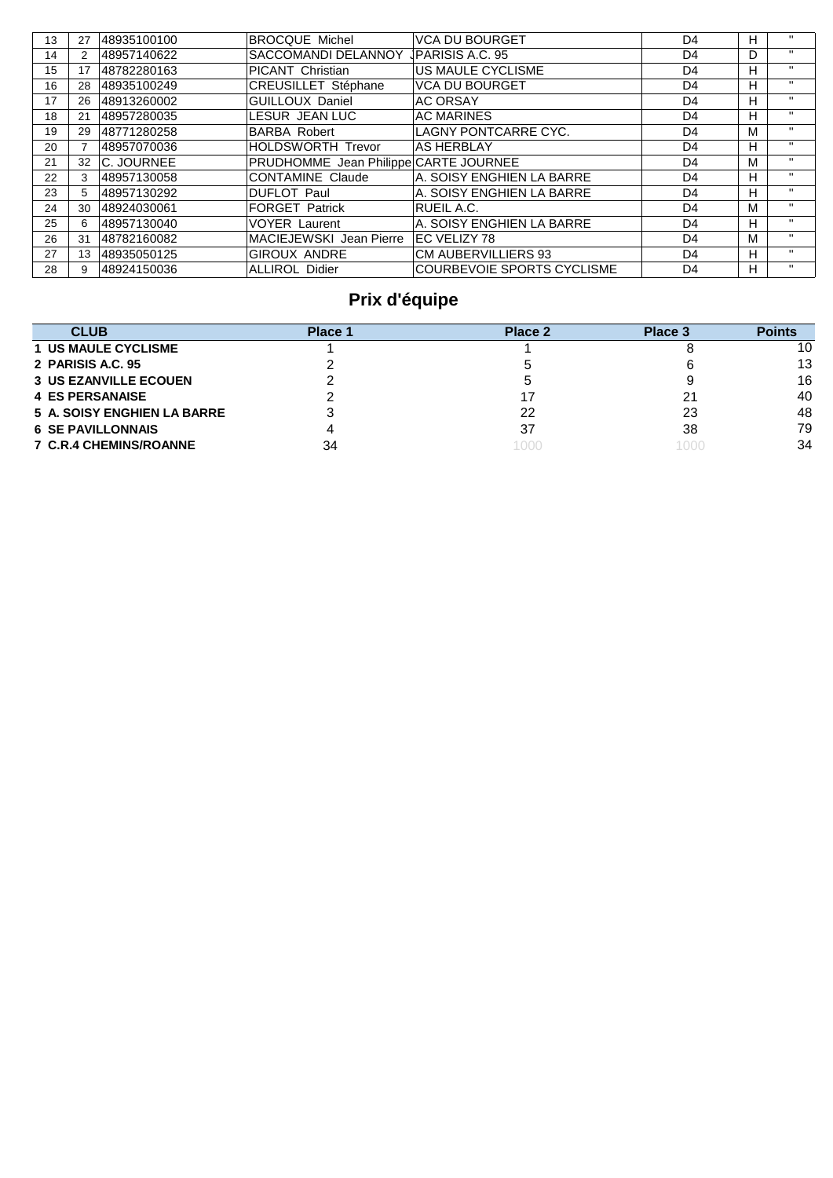| | | | | | | | |
|---|---|---|---|---|---|---|---|
| 13 | 27 | 48935100100 | BROCQUE Michel | VCA DU BOURGET | D4 | H | " |
| 14 | 2 | 48957140622 | SACCOMANDI DELANNOY J | PARISIS A.C. 95 | D4 | D | " |
| 15 | 17 | 48782280163 | PICANT Christian | US MAULE CYCLISME | D4 | H | " |
| 16 | 28 | 48935100249 | CREUSILLET Stéphane | VCA DU BOURGET | D4 | H | " |
| 17 | 26 | 48913260002 | GUILLOUX Daniel | AC ORSAY | D4 | H | " |
| 18 | 21 | 48957280035 | LESUR JEAN LUC | AC MARINES | D4 | H | " |
| 19 | 29 | 48771280258 | BARBA Robert | LAGNY PONTCARRE CYC. | D4 | M | " |
| 20 | 7 | 48957070036 | HOLDSWORTH Trevor | AS HERBLAY | D4 | H | " |
| 21 | 32 | C. JOURNEE | PRUDHOMME Jean Philippe | CARTE JOURNEE | D4 | M | " |
| 22 | 3 | 48957130058 | CONTAMINE Claude | A. SOISY ENGHIEN LA BARRE | D4 | H | " |
| 23 | 5 | 48957130292 | DUFLOT Paul | A. SOISY ENGHIEN LA BARRE | D4 | H | " |
| 24 | 30 | 48924030061 | FORGET Patrick | RUEIL A.C. | D4 | M | " |
| 25 | 6 | 48957130040 | VOYER Laurent | A. SOISY ENGHIEN LA BARRE | D4 | H | " |
| 26 | 31 | 48782160082 | MACIEJEWSKI Jean Pierre | EC VELIZY 78 | D4 | M | " |
| 27 | 13 | 48935050125 | GIROUX ANDRE | CM AUBERVILLIERS 93 | D4 | H | " |
| 28 | 9 | 48924150036 | ALLIROL Didier | COURBEVOIE SPORTS CYCLISME | D4 | H | " |

## Prix d'équipe

| CLUB | Place 1 | Place 2 | Place 3 | Points |
|---|---|---|---|---|
| **1 US MAULE CYCLISME** | 1 | 1 | 8 | 10 |
| **2 PARISIS A.C. 95** | 2 | 5 | 6 | 13 |
| **3 US EZANVILLE ECOUEN** | 2 | 5 | 9 | 16 |
| **4 ES PERSANAISE** | 2 | 17 | 21 | 40 |
| **5 A. SOISY ENGHIEN LA BARRE** | 3 | 22 | 23 | 48 |
| **6 SE PAVILLONNAIS** | 4 | 37 | 38 | 79 |
| **7 C.R.4 CHEMINS/ROANNE** | 34 | 1000 | 1000 | 34 |